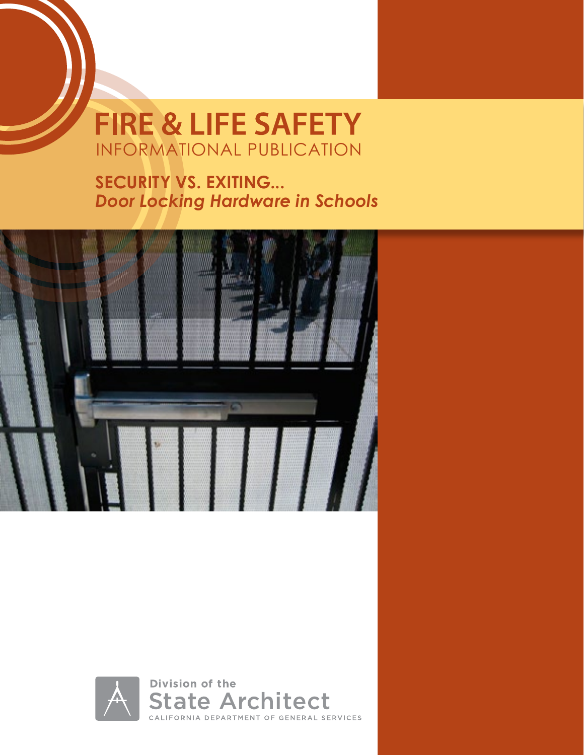# FIRE & LIFE SAFETY

INFORMATIONAL PUBLICATION

## SECURITY VS. EXITING...

***Door Locking Hardware in Schools***

Division of the

State Architect

CALIFORNIA DEPARTMENT OF GENERAL SERVICES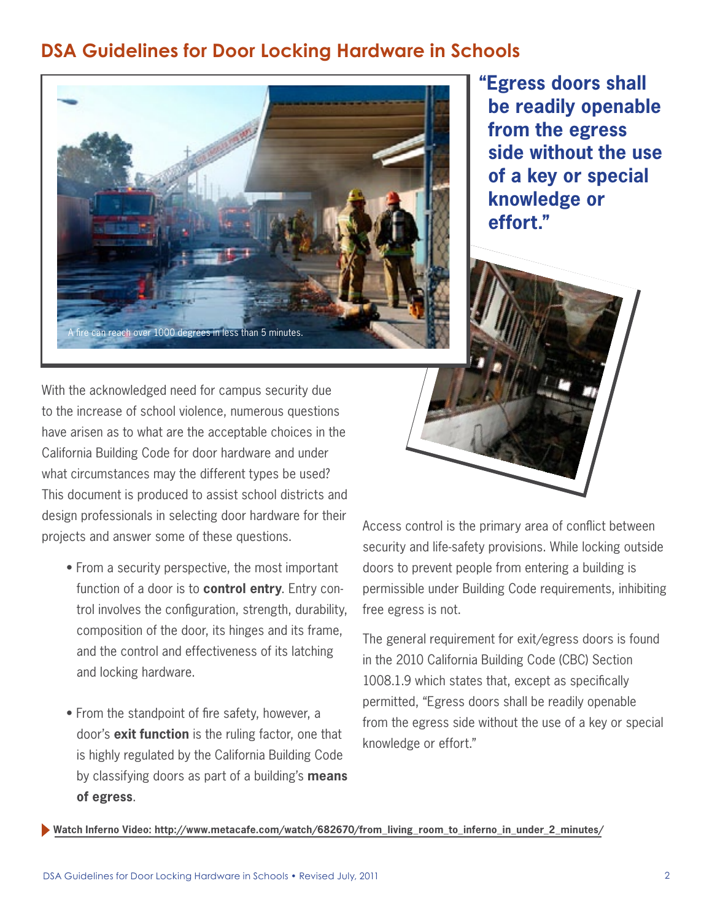# DSA Guidelines for Door Locking Hardware in Schools

A fire can reach over 1000 degrees in less than 5 minutes.

**"Egress doors shall be readily openable from the egress side without the use of a key or special knowledge or effort."**

With the acknowledged need for campus security due to the increase of school violence, numerous questions have arisen as to what are the acceptable choices in the California Building Code for door hardware and under what circumstances may the different types be used? This document is produced to assist school districts and design professionals in selecting door hardware for their projects and answer some of these questions.

- From a security perspective, the most important function of a door is to **control entry**. Entry control involves the configuration, strength, durability, composition of the door, its hinges and its frame, and the control and effectiveness of its latching and locking hardware.
- From the standpoint of fire safety, however, a door's **exit function** is the ruling factor, one that is highly regulated by the California Building Code by classifying doors as part of a building's **means of egress**.

Access control is the primary area of conflict between security and life-safety provisions. While locking outside doors to prevent people from entering a building is permissible under Building Code requirements, inhibiting free egress is not.

The general requirement for exit/egress doors is found in the 2010 California Building Code (CBC) Section 1008.1.9 which states that, except as specifically permitted, "Egress doors shall be readily openable from the egress side without the use of a key or special knowledge or effort."

**Watch Inferno Video: http://www.metacafe.com/watch/682670/from_living_room_to_inferno_in_under_2_minutes/**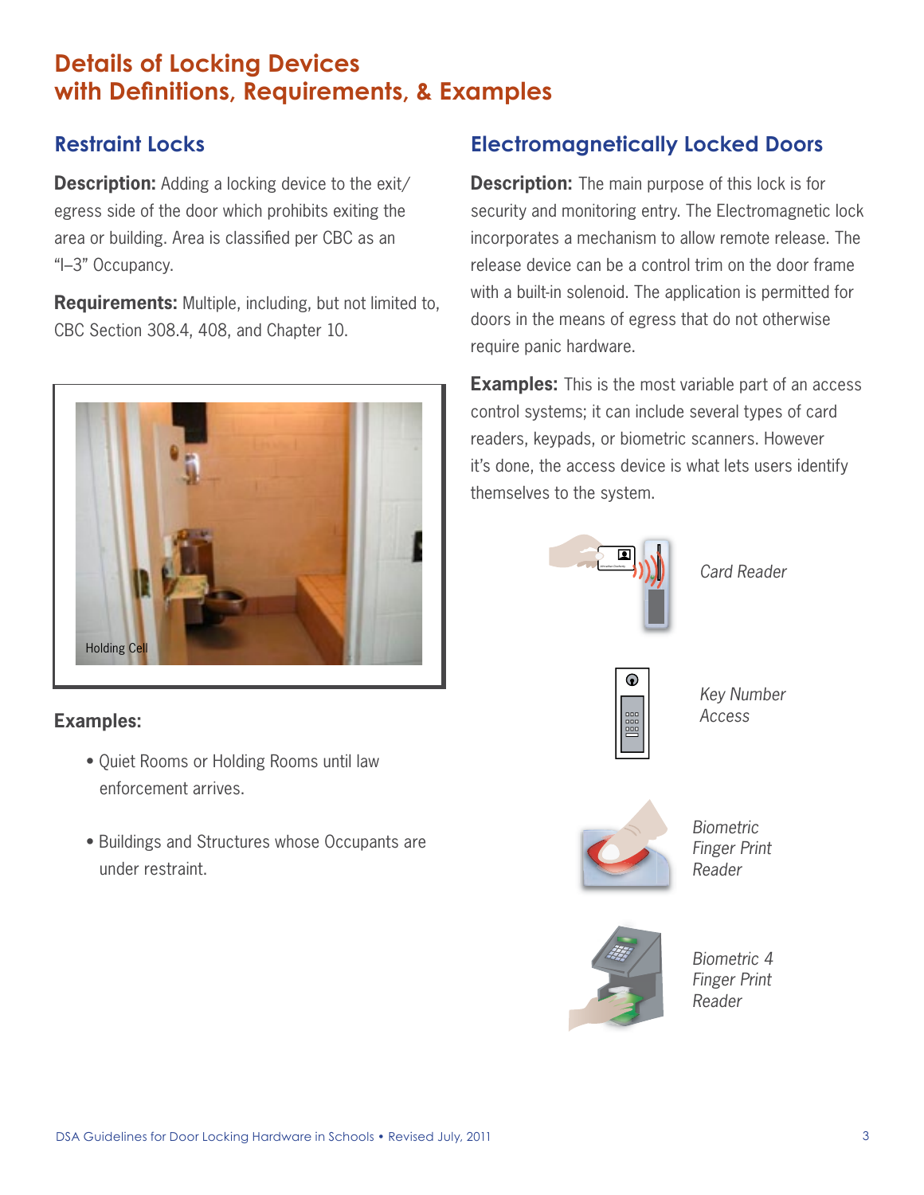# Details of Locking Devices with Definitions, Requirements, & Examples

## Restraint Locks

**Description:** Adding a locking device to the exit/egress side of the door which prohibits exiting the area or building. Area is classified per CBC as an "I–3" Occupancy.

**Requirements:** Multiple, including, but not limited to, CBC Section 308.4, 408, and Chapter 10.

Holding Cell

**Examples:**

- Quiet Rooms or Holding Rooms until law enforcement arrives.
- Buildings and Structures whose Occupants are under restraint.

## Electromagnetically Locked Doors

**Description:** The main purpose of this lock is for security and monitoring entry. The Electromagnetic lock incorporates a mechanism to allow remote release. The release device can be a control trim on the door frame with a built-in solenoid. The application is permitted for doors in the means of egress that do not otherwise require panic hardware.

**Examples:** This is the most variable part of an access control systems; it can include several types of card readers, keypads, or biometric scanners. However it's done, the access device is what lets users identify themselves to the system.

*Card Reader*

*Key Number Access*

*Biometric Finger Print Reader*

*Biometric 4 Finger Print Reader*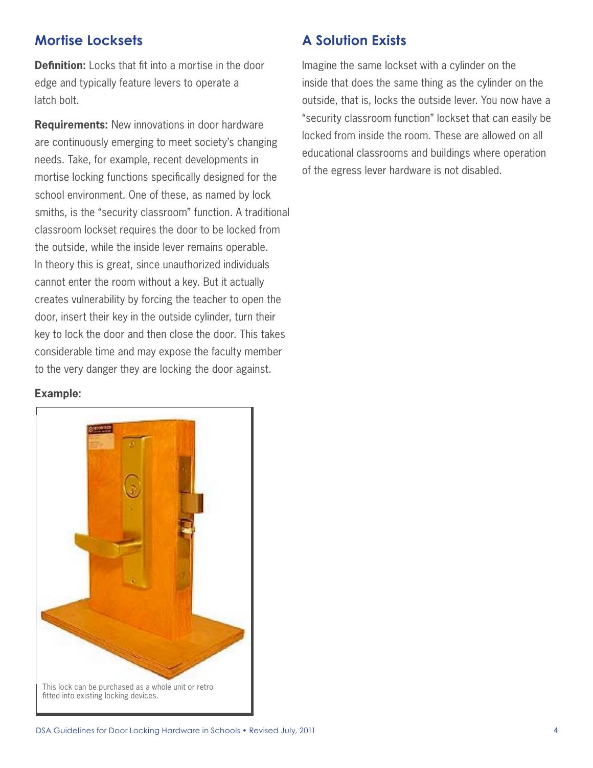## Mortise Locksets

**Definition:** Locks that fit into a mortise in the door edge and typically feature levers to operate a latch bolt.

**Requirements:** New innovations in door hardware are continuously emerging to meet society's changing needs. Take, for example, recent developments in mortise locking functions specifically designed for the school environment. One of these, as named by lock smiths, is the "security classroom" function. A traditional classroom lockset requires the door to be locked from the outside, while the inside lever remains operable. In theory this is great, since unauthorized individuals cannot enter the room without a key. But it actually creates vulnerability by forcing the teacher to open the door, insert their key in the outside cylinder, turn their key to lock the door and then close the door. This takes considerable time and may expose the faculty member to the very danger they are locking the door against.

**Example:**

This lock can be purchased as a whole unit or retro fitted into existing locking devices.

## A Solution Exists

Imagine the same lockset with a cylinder on the inside that does the same thing as the cylinder on the outside, that is, locks the outside lever. You now have a "security classroom function" lockset that can easily be locked from inside the room. These are allowed on all educational classrooms and buildings where operation of the egress lever hardware is not disabled.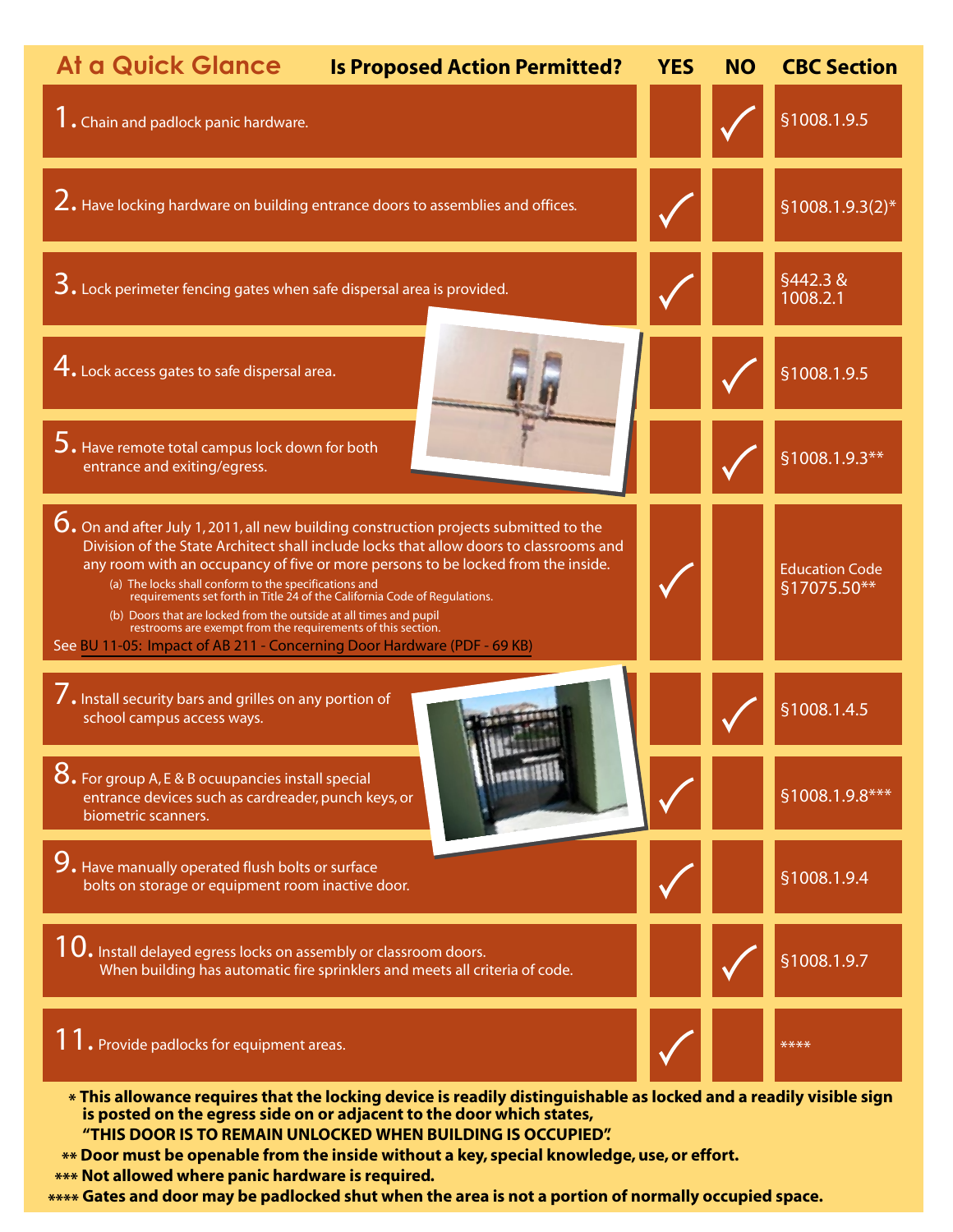## At a Quick Glance

| Is Proposed Action Permitted? | YES | NO | CBC Section |
|---|---|---|---|
| 1. Chain and padlock panic hardware. | | ✓ | §1008.1.9.5 |
| 2. Have locking hardware on building entrance doors to assemblies and offices. | ✓ | | §1008.1.9.3(2)* |
| 3. Lock perimeter fencing gates when safe dispersal area is provided. | ✓ | | §442.3 & 1008.2.1 |
| 4. Lock access gates to safe dispersal area. | | ✓ | §1008.1.9.5 |
| 5. Have remote total campus lock down for both entrance and exiting/egress. | | ✓ | §1008.1.9.3** |
| 6. On and after July 1, 2011, all new building construction projects submitted to the Division of the State Architect shall include locks that allow doors to classrooms and any room with an occupancy of five or more persons to be locked from the inside. (a) The locks shall conform to the specifications and requirements set forth in Title 24 of the California Code of Regulations. (b) Doors that are locked from the outside at all times and pupil restrooms are exempt from the requirements of this section. See BU 11-05: Impact of AB 211 - Concerning Door Hardware (PDF - 69 KB) | ✓ | | Education Code §17075.50** |
| 7. Install security bars and grilles on any portion of school campus access ways. | | ✓ | §1008.1.4.5 |
| 8. For group A, E & B ocuupancies install special entrance devices such as cardreader, punch keys, or biometric scanners. | ✓ | | §1008.1.9.8*** |
| 9. Have manually operated flush bolts or surface bolts on storage or equipment room inactive door. | ✓ | | §1008.1.9.4 |
| 10. Install delayed egress locks on assembly or classroom doors. When building has automatic fire sprinklers and meets all criteria of code. | | ✓ | §1008.1.9.7 |
| 11. Provide padlocks for equipment areas. | ✓ | | **** |

**\* This allowance requires that the locking device is readily distinguishable as locked and a readily visible sign is posted on the egress side on or adjacent to the door which states, "THIS DOOR IS TO REMAIN UNLOCKED WHEN BUILDING IS OCCUPIED".**

**\*\* Door must be openable from the inside without a key, special knowledge, use, or effort.**

**\*\*\* Not allowed where panic hardware is required.**

**\*\*\*\* Gates and door may be padlocked shut when the area is not a portion of normally occupied space.**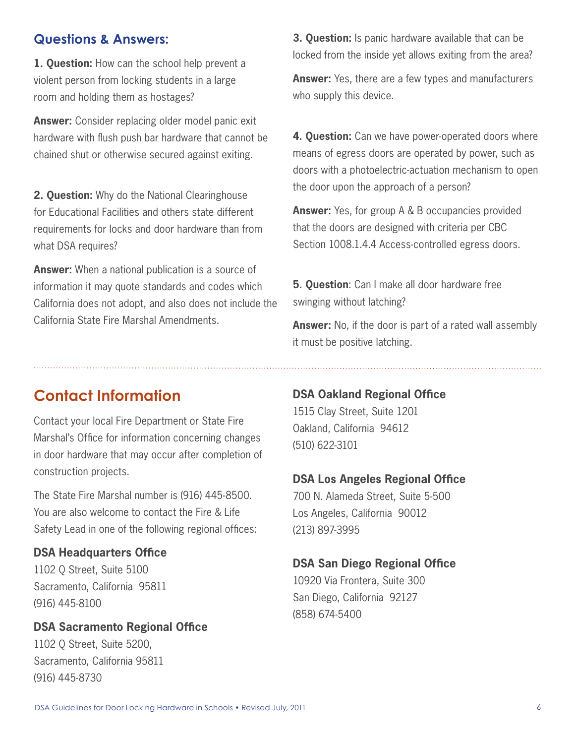## Questions & Answers:

**1. Question:** How can the school help prevent a violent person from locking students in a large room and holding them as hostages?

**Answer:** Consider replacing older model panic exit hardware with flush push bar hardware that cannot be chained shut or otherwise secured against exiting.

**2. Question:** Why do the National Clearinghouse for Educational Facilities and others state different requirements for locks and door hardware than from what DSA requires?

**Answer:** When a national publication is a source of information it may quote standards and codes which California does not adopt, and also does not include the California State Fire Marshal Amendments.

**3. Question:** Is panic hardware available that can be locked from the inside yet allows exiting from the area?

**Answer:** Yes, there are a few types and manufacturers who supply this device.

**4. Question:** Can we have power-operated doors where means of egress doors are operated by power, such as doors with a photoelectric-actuation mechanism to open the door upon the approach of a person?

**Answer:** Yes, for group A & B occupancies provided that the doors are designed with criteria per CBC Section 1008.1.4.4 Access-controlled egress doors.

**5. Question**: Can I make all door hardware free swinging without latching?

**Answer:** No, if the door is part of a rated wall assembly it must be positive latching.

## Contact Information

Contact your local Fire Department or State Fire Marshal's Office for information concerning changes in door hardware that may occur after completion of construction projects.

The State Fire Marshal number is (916) 445-8500. You are also welcome to contact the Fire & Life Safety Lead in one of the following regional offices:

**DSA Headquarters Office**
1102 Q Street, Suite 5100
Sacramento, California 95811
(916) 445-8100

**DSA Sacramento Regional Office**
1102 Q Street, Suite 5200,
Sacramento, California 95811
(916) 445-8730

**DSA Oakland Regional Office**
1515 Clay Street, Suite 1201
Oakland, California 94612
(510) 622-3101

**DSA Los Angeles Regional Office**
700 N. Alameda Street, Suite 5-500
Los Angeles, California 90012
(213) 897-3995

**DSA San Diego Regional Office**
10920 Via Frontera, Suite 300
San Diego, California 92127
(858) 674-5400